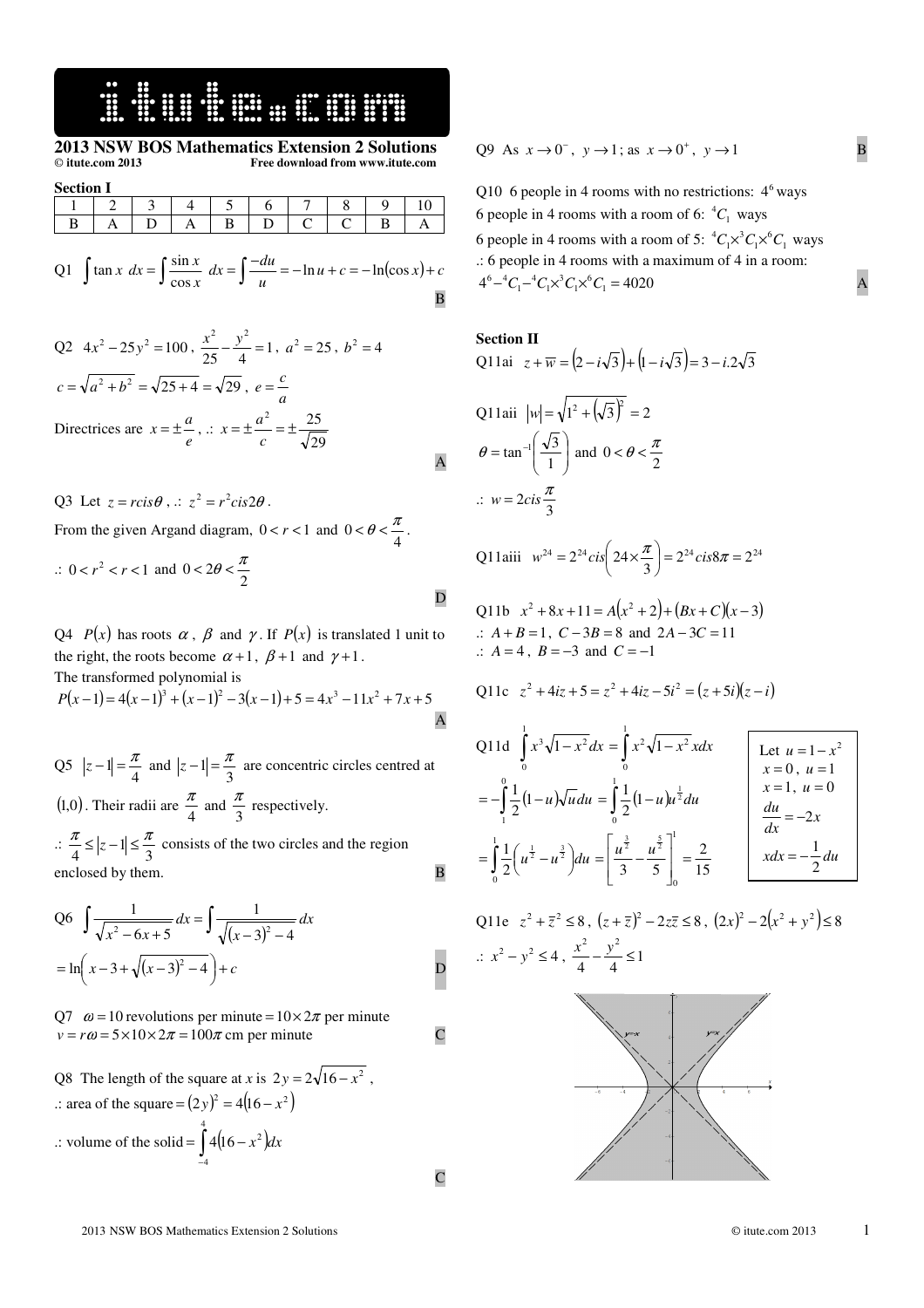# 2013 NSW BOS Mathematics Extension 2 Solutions

© itute.com 2013 Free download from www.itute.com

## Section I

| 1 | 2 | 3 | 4 | 5 | 6 | 7 | 8 | 9 | 10 |
|---|---|---|---|---|---|---|---|---|---|
| B | A | D | A | B | D | C | C | B | A |

Q1 $\int \tan x \, dx = \int \frac{\sin x}{\cos x} \, dx = \int \frac{-du}{u} = -\ln u + c = -\ln(\cos x) + c$

B

Q2 $4x^2 - 25y^2 = 100$, $\frac{x^2}{25} - \frac{y^2}{4} = 1$, $a^2 = 25$, $b^2 = 4$

$c = \sqrt{a^2 + b^2} = \sqrt{25 + 4} = \sqrt{29}$, $e = \frac{c}{a}$

Directrices are $x = \pm \frac{a}{e}$, .: $x = \pm \frac{a^2}{c} = \pm \frac{25}{\sqrt{29}}$

A

Q3 Let $z = r cis\theta$, .: $z^2 = r^2 cis 2\theta$.

From the given Argand diagram, $0 < r < 1$ and $0 < \theta < \frac{\pi}{4}$.

.: $0 < r^2 < r < 1$ and $0 < 2\theta < \frac{\pi}{2}$

D

Q4 $P(x)$ has roots $\alpha$, $\beta$ and $\gamma$. If $P(x)$ is translated 1 unit to the right, the roots become $\alpha + 1$, $\beta + 1$ and $\gamma + 1$.

The transformed polynomial is

$P(x-1) = 4(x-1)^3 + (x-1)^2 - 3(x-1) + 5 = 4x^3 - 11x^2 + 7x + 5$

A

Q5 $|z-1| = \frac{\pi}{4}$ and $|z-1| = \frac{\pi}{3}$ are concentric circles centred at $(1,0)$. Their radii are $\frac{\pi}{4}$ and $\frac{\pi}{3}$ respectively.

.: $\frac{\pi}{4} \le |z-1| \le \frac{\pi}{3}$ consists of the two circles and the region enclosed by them.

B

Q6 $\int \frac{1}{\sqrt{x^2 - 6x + 5}} dx = \int \frac{1}{\sqrt{(x-3)^2 - 4}} dx$

$= \ln\left(x - 3 + \sqrt{(x-3)^2 - 4}\right) + c$

D

Q7 $\omega = 10$ revolutions per minute $= 10 \times 2\pi$ per minute

$v = r\omega = 5 \times 10 \times 2\pi = 100\pi$ cm per minute

C

Q8 The length of the square at $x$ is $2y = 2\sqrt{16 - x^2}$,

.: area of the square $= (2y)^2 = 4(16 - x^2)$

.: volume of the solid $= \int_{-4}^{4} 4(16 - x^2) dx$

C

Q9 As $x \to 0^-$, $y \to 1$; as $x \to 0^+$, $y \to 1$

B

Q10 6 people in 4 rooms with no restrictions: $4^6$ ways

6 people in 4 rooms with a room of 6: ${}^4C_1$ ways

6 people in 4 rooms with a room of 5: ${}^4C_1 \times {}^3C_1 \times {}^6C_1$ ways

.: 6 people in 4 rooms with a maximum of 4 in a room:

$4^6 - {}^4C_1 - {}^4C_1 \times {}^3C_1 \times {}^6C_1 = 4020$

A

## Section II

Q11ai $z + \overline{w} = (2 - i\sqrt{3}) + (1 - i\sqrt{3}) = 3 - i.2\sqrt{3}$

Q11aii $|w| = \sqrt{1^2 + (\sqrt{3})^2} = 2$

$\theta = \tan^{-1}\left(\frac{\sqrt{3}}{1}\right)$ and $0 < \theta < \frac{\pi}{2}$

.: $w = 2 cis \frac{\pi}{3}$

Q11aiii $w^{24} = 2^{24} cis\left(24 \times \frac{\pi}{3}\right) = 2^{24} cis 8\pi = 2^{24}$

Q11b $x^2 + 8x + 11 = A(x^2 + 2) + (Bx + C)(x - 3)$

.: $A + B = 1$, $C - 3B = 8$ and $2A - 3C = 11$

.: $A = 4$, $B = -3$ and $C = -1$

Q11c $z^2 + 4iz + 5 = z^2 + 4iz - 5i^2 = (z + 5i)(z - i)$

Q11d $\int_0^1 x^3\sqrt{1 - x^2} dx = \int_0^1 x^2\sqrt{1 - x^2} x dx$

$= -\int_1^0 \frac{1}{2}(1 - u)\sqrt{u} du = \int_0^1 \frac{1}{2}(1 - u)u^{\frac{1}{2}} du$

$= \int_0^1 \frac{1}{2}\left(u^{\frac{1}{2}} - u^{\frac{3}{2}}\right) du = \left[\frac{u^{\frac{3}{2}}}{3} - \frac{u^{\frac{5}{2}}}{5}\right]_0^1 = \frac{2}{15}$

Let $u = 1 - x^2$
$x = 0$, $u = 1$
$x = 1$, $u = 0$
$\frac{du}{dx} = -2x$
$x dx = -\frac{1}{2} du$

Q11e $z^2 + \overline{z}^2 \le 8$, $(z + \overline{z})^2 - 2z\overline{z} \le 8$, $(2x)^2 - 2(x^2 + y^2) \le 8$

.: $x^2 - y^2 \le 4$, $\frac{x^2}{4} - \frac{y^2}{4} \le 1$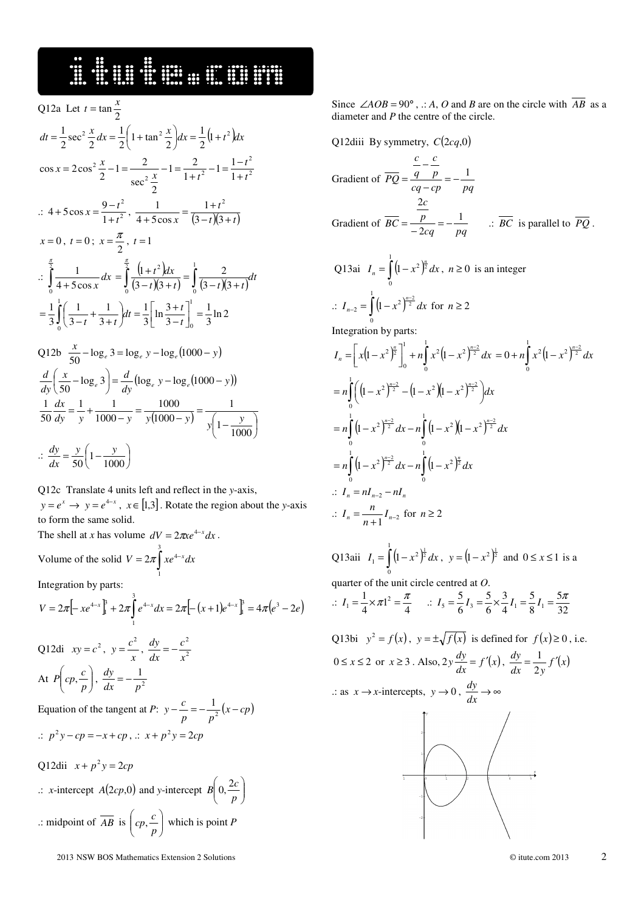Q12a Let $t = \tan\frac{x}{2}$

$$dt = \frac{1}{2}\sec^2\frac{x}{2}dx = \frac{1}{2}\left(1+\tan^2\frac{x}{2}\right)dx = \frac{1}{2}\left(1+t^2\right)dx$$

$$\cos x = 2\cos^2\frac{x}{2} - 1 = \frac{2}{\sec^2\frac{x}{2}} - 1 = \frac{2}{1+t^2} - 1 = \frac{1-t^2}{1+t^2}$$

$\therefore\ 4+5\cos x = \frac{9-t^2}{1+t^2}$, $\frac{1}{4+5\cos x} = \frac{1+t^2}{(3-t)(3+t)}$

$x = 0$, $t = 0$; $x = \frac{\pi}{2}$, $t = 1$

$$\therefore \int_0^{\frac{\pi}{2}} \frac{1}{4+5\cos x}dx = \int_0^{\frac{\pi}{2}} \frac{\left(1+t^2\right)dx}{(3-t)(3+t)} = \int_0^1 \frac{2}{(3-t)(3+t)}dt$$

$$= \frac{1}{3}\int_0^1\left(\frac{1}{3-t}+\frac{1}{3+t}\right)dt = \frac{1}{3}\left[\ln\frac{3+t}{3-t}\right]_0^1 = \frac{1}{3}\ln 2$$

Q12b $\frac{x}{50} - \log_e 3 = \log_e y - \log_e(1000-y)$

$$\frac{d}{dy}\left(\frac{x}{50} - \log_e 3\right) = \frac{d}{dy}\left(\log_e y - \log_e(1000-y)\right)$$

$$\frac{1}{50}\frac{dx}{dy} = \frac{1}{y} + \frac{1}{1000-y} = \frac{1000}{y(1000-y)} = \frac{1}{y\left(1-\frac{y}{1000}\right)}$$

$$\therefore\ \frac{dy}{dx} = \frac{y}{50}\left(1-\frac{y}{1000}\right)$$

Q12c Translate 4 units left and reflect in the $y$-axis, $y = e^x \rightarrow y = e^{4-x}$, $x \in [1,3]$. Rotate the region about the $y$-axis to form the same solid.

The shell at $x$ has volume $dV = 2\pi x e^{4-x}dx$.

Volume of the solid $V = 2\pi\int_1^3 xe^{4-x}dx$

Integration by parts:

$$V = 2\pi\left[-xe^{4-x}\right]_1^3 + 2\pi\int_1^3 e^{4-x}dx = 2\pi\left[-(x+1)e^{4-x}\right]_1^3 = 4\pi\left(e^3 - 2e\right)$$

Q12di $xy = c^2$, $y = \frac{c^2}{x}$, $\frac{dy}{dx} = -\frac{c^2}{x^2}$

At $P\left(cp, \frac{c}{p}\right)$, $\frac{dy}{dx} = -\frac{1}{p^2}$

Equation of the tangent at $P$: $y - \frac{c}{p} = -\frac{1}{p^2}(x - cp)$

$\therefore\ p^2y - cp = -x + cp$, $\therefore\ x + p^2y = 2cp$

Q12dii $x + p^2y = 2cp$

$\therefore$ $x$-intercept $A(2cp, 0)$ and $y$-intercept $B\left(0, \frac{2c}{p}\right)$

$\therefore$ midpoint of $\overline{AB}$ is $\left(cp, \frac{c}{p}\right)$ which is point $P$

Since $\angle AOB = 90°$, $\therefore$ $A$, $O$ and $B$ are on the circle with $\overline{AB}$ as a diameter and $P$ the centre of the circle.

Q12diii By symmetry, $C(2cq, 0)$

Gradient of $\overline{PQ} = \dfrac{\frac{c}{q} - \frac{c}{p}}{cq - cp} = -\frac{1}{pq}$

Gradient of $\overline{BC} = \dfrac{\frac{2c}{p}}{-2cq} = -\frac{1}{pq}$ $\quad\therefore\ \overline{BC}$ is parallel to $\overline{PQ}$.

Q13ai $I_n = \int_0^1\left(1-x^2\right)^{\frac{n}{2}}dx$, $n \geq 0$ is an integer

$\therefore\ I_{n-2} = \int_0^1\left(1-x^2\right)^{\frac{n-2}{2}}dx$ for $n \geq 2$

Integration by parts:

$$I_n = \left[x\left(1-x^2\right)^{\frac{n}{2}}\right]_0^1 + n\int_0^1 x^2\left(1-x^2\right)^{\frac{n-2}{2}}dx = 0 + n\int_0^1 x^2\left(1-x^2\right)^{\frac{n-2}{2}}dx$$

$$= n\int_0^1\left(\left(1-x^2\right)^{\frac{n-2}{2}} - \left(1-x^2\right)\left(1-x^2\right)^{\frac{n-2}{2}}\right)dx$$

$$= n\int_0^1\left(1-x^2\right)^{\frac{n-2}{2}}dx - n\int_0^1\left(1-x^2\right)\left(1-x^2\right)^{\frac{n-2}{2}}dx$$

$$= n\int_0^1\left(1-x^2\right)^{\frac{n-2}{2}}dx - n\int_0^1\left(1-x^2\right)^{\frac{n}{2}}dx$$

$\therefore\ I_n = nI_{n-2} - nI_n$

$\therefore\ I_n = \frac{n}{n+1}I_{n-2}$ for $n \geq 2$

Q13aii $I_1 = \int_0^1\left(1-x^2\right)^{\frac{1}{2}}dx$, $y = \left(1-x^2\right)^{\frac{1}{2}}$ and $0 \leq x \leq 1$ is a quarter of the unit circle centred at $O$.

$\therefore\ I_1 = \frac{1}{4}\times\pi 1^2 = \frac{\pi}{4}$ $\quad\therefore\ I_5 = \frac{5}{6}I_3 = \frac{5}{6}\times\frac{3}{4}I_1 = \frac{5}{8}I_1 = \frac{5\pi}{32}$

Q13bi $y^2 = f(x)$, $y = \pm\sqrt{f(x)}$ is defined for $f(x) \geq 0$, i.e. $0 \leq x \leq 2$ or $x \geq 3$. Also, $2y\frac{dy}{dx} = f'(x)$, $\frac{dy}{dx} = \frac{1}{2y}f'(x)$

$\therefore$ as $x \rightarrow x$-intercepts, $y \rightarrow 0$, $\frac{dy}{dx} \rightarrow \infty$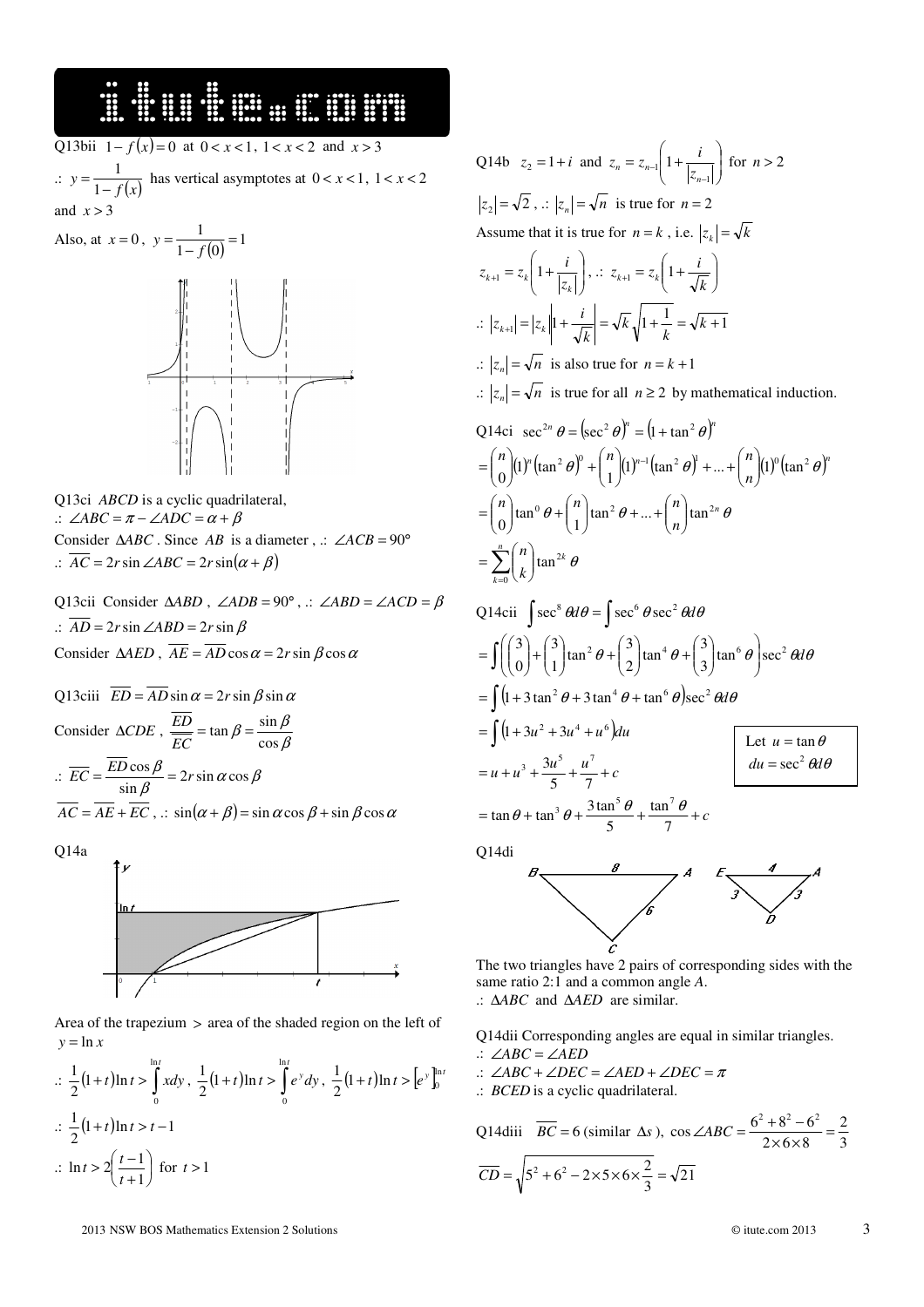Q13bii $1-f(x)=0$ at $0<x<1$, $1<x<2$ and $x>3$

$\therefore$ $y=\frac{1}{1-f(x)}$ has vertical asymptotes at $0<x<1$, $1<x<2$ and $x>3$

Also, at $x=0$, $y=\frac{1}{1-f(0)}=1$

Q13ci $ABCD$ is a cyclic quadrilateral,

$\therefore$ $\angle ABC=\pi-\angle ADC=\alpha+\beta$

Consider $\Delta ABC$. Since $AB$ is a diameter, $\therefore$ $\angle ACB=90°$

$\therefore$ $\overline{AC}=2r\sin\angle ABC=2r\sin(\alpha+\beta)$

Q13cii Consider $\Delta ABD$, $\angle ADB=90°$, $\therefore$ $\angle ABD=\angle ACD=\beta$

$\therefore$ $\overline{AD}=2r\sin\angle ABD=2r\sin\beta$

Consider $\Delta AED$, $\overline{AE}=\overline{AD}\cos\alpha=2r\sin\beta\cos\alpha$

Q13ciii $\overline{ED}=\overline{AD}\sin\alpha=2r\sin\beta\sin\alpha$

Consider $\Delta CDE$, $\frac{\overline{ED}}{\overline{EC}}=\tan\beta=\frac{\sin\beta}{\cos\beta}$

$\therefore$ $\overline{EC}=\frac{\overline{ED}\cos\beta}{\sin\beta}=2r\sin\alpha\cos\beta$

$\overline{AC}=\overline{AE}+\overline{EC}$, $\therefore$ $\sin(\alpha+\beta)=\sin\alpha\cos\beta+\sin\beta\cos\alpha$

Q14a

Area of the trapezium $>$ area of the shaded region on the left of $y=\ln x$

$\therefore$ $\frac{1}{2}(1+t)\ln t>\int_0^{\ln t}x\,dy$, $\frac{1}{2}(1+t)\ln t>\int_0^{\ln t}e^y\,dy$, $\frac{1}{2}(1+t)\ln t>\left[e^y\right]_0^{\ln t}$

$\therefore$ $\frac{1}{2}(1+t)\ln t>t-1$

$\therefore$ $\ln t>2\left(\frac{t-1}{t+1}\right)$ for $t>1$

Q14b $z_2=1+i$ and $z_n=z_{n-1}\left(1+\frac{i}{|z_{n-1}|}\right)$ for $n>2$

$|z_2|=\sqrt{2}$, $\therefore$ $|z_n|=\sqrt{n}$ is true for $n=2$

Assume that it is true for $n=k$, i.e. $|z_k|=\sqrt{k}$

$z_{k+1}=z_k\left(1+\frac{i}{|z_k|}\right)$, $\therefore$ $z_{k+1}=z_k\left(1+\frac{i}{\sqrt{k}}\right)$

$\therefore$ $|z_{k+1}|=|z_k|\left|1+\frac{i}{\sqrt{k}}\right|=\sqrt{k}\sqrt{1+\frac{1}{k}}=\sqrt{k+1}$

$\therefore$ $|z_n|=\sqrt{n}$ is also true for $n=k+1$

$\therefore$ $|z_n|=\sqrt{n}$ is true for all $n\geq 2$ by mathematical induction.

Q14ci $\sec^{2n}\theta=\left(\sec^2\theta\right)^n=\left(1+\tan^2\theta\right)^n$

$=\binom{n}{0}(1)^n\left(\tan^2\theta\right)^0+\binom{n}{1}(1)^{n-1}\left(\tan^2\theta\right)^1+...+\binom{n}{n}(1)^0\left(\tan^2\theta\right)^n$

$=\binom{n}{0}\tan^0\theta+\binom{n}{1}\tan^2\theta+...+\binom{n}{n}\tan^{2n}\theta$

$=\sum_{k=0}^{n}\binom{n}{k}\tan^{2k}\theta$

Q14cii $\int\sec^8\theta d\theta=\int\sec^6\theta\sec^2\theta d\theta$

$=\int\left(\binom{3}{0}+\binom{3}{1}\tan^2\theta+\binom{3}{2}\tan^4\theta+\binom{3}{3}\tan^6\theta\right)\sec^2\theta d\theta$

$=\int\left(1+3\tan^2\theta+3\tan^4\theta+\tan^6\theta\right)\sec^2\theta d\theta$

$=\int\left(1+3u^2+3u^4+u^6\right)du$

Let $u=\tan\theta$
$du=\sec^2\theta d\theta$

$=u+u^3+\frac{3u^5}{5}+\frac{u^7}{7}+c$

$=\tan\theta+\tan^3\theta+\frac{3\tan^5\theta}{5}+\frac{\tan^7\theta}{7}+c$

Q14di

The two triangles have 2 pairs of corresponding sides with the same ratio 2:1 and a common angle $A$.

$\therefore$ $\Delta ABC$ and $\Delta AED$ are similar.

Q14dii Corresponding angles are equal in similar triangles.

$\therefore$ $\angle ABC=\angle AED$

$\therefore$ $\angle ABC+\angle DEC=\angle AED+\angle DEC=\pi$

$\therefore$ $BCED$ is a cyclic quadrilateral.

Q14diii $\overline{BC}=6$ (similar $\Delta s$), $\cos\angle ABC=\frac{6^2+8^2-6^2}{2\times6\times8}=\frac{2}{3}$

$\overline{CD}=\sqrt{5^2+6^2-2\times5\times6\times\frac{2}{3}}=\sqrt{21}$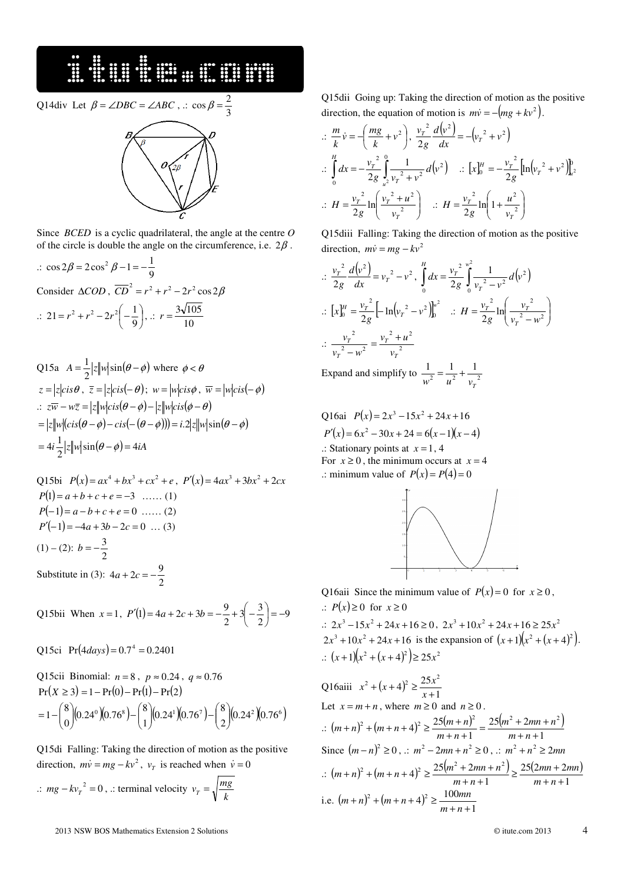Q14div Let $\beta = \angle DBC = \angle ABC$, .: $\cos\beta = \frac{2}{3}$

Since $BCED$ is a cyclic quadrilateral, the angle at the centre $O$ of the circle is double the angle on the circumference, i.e. $2\beta$.

.: $\cos 2\beta = 2\cos^2\beta - 1 = -\frac{1}{9}$

Consider $\Delta COD$, $\overline{CD}^2 = r^2 + r^2 - 2r^2\cos 2\beta$

.: $21 = r^2 + r^2 - 2r^2\left(-\frac{1}{9}\right)$, .: $r = \frac{3\sqrt{105}}{10}$

Q15a $A = \frac{1}{2}|z||w|\sin(\theta - \phi)$ where $\phi < \theta$

$z = |z|cis\theta$, $\bar{z} = |z|cis(-\theta)$; $w = |w|cis\phi$, $\bar{w} = |w|cis(-\phi)$

.: $z\bar{w} - w\bar{z} = |z||w|cis(\theta - \phi) - |z||w|cis(\phi - \theta)$

$= |z||w|\left(cis(\theta - \phi) - cis(-(\theta - \phi))\right) = i.2|z||w|\sin(\theta - \phi)$

$= 4i\frac{1}{2}|z||w|\sin(\theta - \phi) = 4iA$

Q15bi $P(x) = ax^4 + bx^3 + cx^2 + e$, $P'(x) = 4ax^3 + 3bx^2 + 2cx$

$P(1) = a + b + c + e = -3$ …… (1)

$P(-1) = a - b + c + e = 0$ …… (2)

$P'(-1) = -4a + 3b - 2c = 0$ … (3)

(1) – (2): $b = -\frac{3}{2}$

Substitute in (3): $4a + 2c = -\frac{9}{2}$

Q15bii When $x = 1$, $P'(1) = 4a + 2c + 3b = -\frac{9}{2} + 3\left(-\frac{3}{2}\right) = -9$

Q15ci $\Pr(4days) = 0.7^4 = 0.2401$

Q15cii Binomial: $n = 8$, $p \approx 0.24$, $q \approx 0.76$

$\Pr(X \geq 3) = 1 - \Pr(0) - \Pr(1) - \Pr(2)$

$= 1 - \binom{8}{0}(0.24^0)(0.76^8) - \binom{8}{1}(0.24^1)(0.76^7) - \binom{8}{2}(0.24^2)(0.76^6)$

Q15di Falling: Taking the direction of motion as the positive direction, $m\dot{v} = mg - kv^2$, $v_T$ is reached when $\dot{v} = 0$

.: $mg - kv_T^2 = 0$, .: terminal velocity $v_T = \sqrt{\frac{mg}{k}}$

Q15dii Going up: Taking the direction of motion as the positive direction, the equation of motion is $m\dot{v} = -(mg + kv^2)$.

.: $\frac{m}{k}\dot{v} = -\left(\frac{mg}{k} + v^2\right)$, $\frac{v_T^2}{2g}\frac{d(v^2)}{dx} = -\left(v_T^2 + v^2\right)$

.: $\int_0^H dx = -\frac{v_T^2}{2g}\int_{u^2}^{0}\frac{1}{v_T^2 + v^2}d(v^2)$ .: $[x]_0^H = -\frac{v_T^2}{2g}\left[\ln\left(v_T^2 + v^2\right)\right]_{u^2}^{0}$

.: $H = \frac{v_T^2}{2g}\ln\left(\frac{v_T^2 + u^2}{v_T^2}\right)$ .: $H = \frac{v_T^2}{2g}\ln\left(1 + \frac{u^2}{v_T^2}\right)$

Q15diii Falling: Taking the direction of motion as the positive direction, $m\dot{v} = mg - kv^2$

.: $\frac{v_T^2}{2g}\frac{d(v^2)}{dx} = v_T^2 - v^2$, $\int_0^H dx = \frac{v_T^2}{2g}\int_0^{w^2}\frac{1}{v_T^2 - v^2}d(v^2)$

.: $[x]_0^H = \frac{v_T^2}{2g}\left[-\ln\left(v_T^2 - v^2\right)\right]_0^{w^2}$ .: $H = \frac{v_T^2}{2g}\ln\left(\frac{v_T^2}{v_T^2 - w^2}\right)$

.: $\frac{v_T^2}{v_T^2 - w^2} = \frac{v_T^2 + u^2}{v_T^2}$

Expand and simplify to $\frac{1}{w^2} = \frac{1}{u^2} + \frac{1}{v_T^2}$

Q16ai $P(x) = 2x^3 - 15x^2 + 24x + 16$

$P'(x) = 6x^2 - 30x + 24 = 6(x - 1)(x - 4)$

.: Stationary points at $x = 1, 4$

For $x \geq 0$, the minimum occurs at $x = 4$

.: minimum value of $P(x) = P(4) = 0$

Q16aii Since the minimum value of $P(x) = 0$ for $x \geq 0$,

.: $P(x) \geq 0$ for $x \geq 0$

.: $2x^3 - 15x^2 + 24x + 16 \geq 0$, $2x^3 + 10x^2 + 24x + 16 \geq 25x^2$

$2x^3 + 10x^2 + 24x + 16$ is the expansion of $(x+1)\left(x^2 + (x+4)^2\right)$.

.: $(x+1)\left(x^2 + (x+4)^2\right) \geq 25x^2$

Q16aiii $x^2 + (x+4)^2 \geq \frac{25x^2}{x+1}$

Let $x = m + n$, where $m \geq 0$ and $n \geq 0$.

.: $(m+n)^2 + (m+n+4)^2 \geq \frac{25(m+n)^2}{m+n+1} = \frac{25(m^2 + 2mn + n^2)}{m+n+1}$

Since $(m-n)^2 \geq 0$, .: $m^2 - 2mn + n^2 \geq 0$, .: $m^2 + n^2 \geq 2mn$

.: $(m+n)^2 + (m+n+4)^2 \geq \frac{25(m^2 + 2mn + n^2)}{m+n+1} \geq \frac{25(2mn + 2mn)}{m+n+1}$

i.e. $(m+n)^2 + (m+n+4)^2 \geq \frac{100mn}{m+n+1}$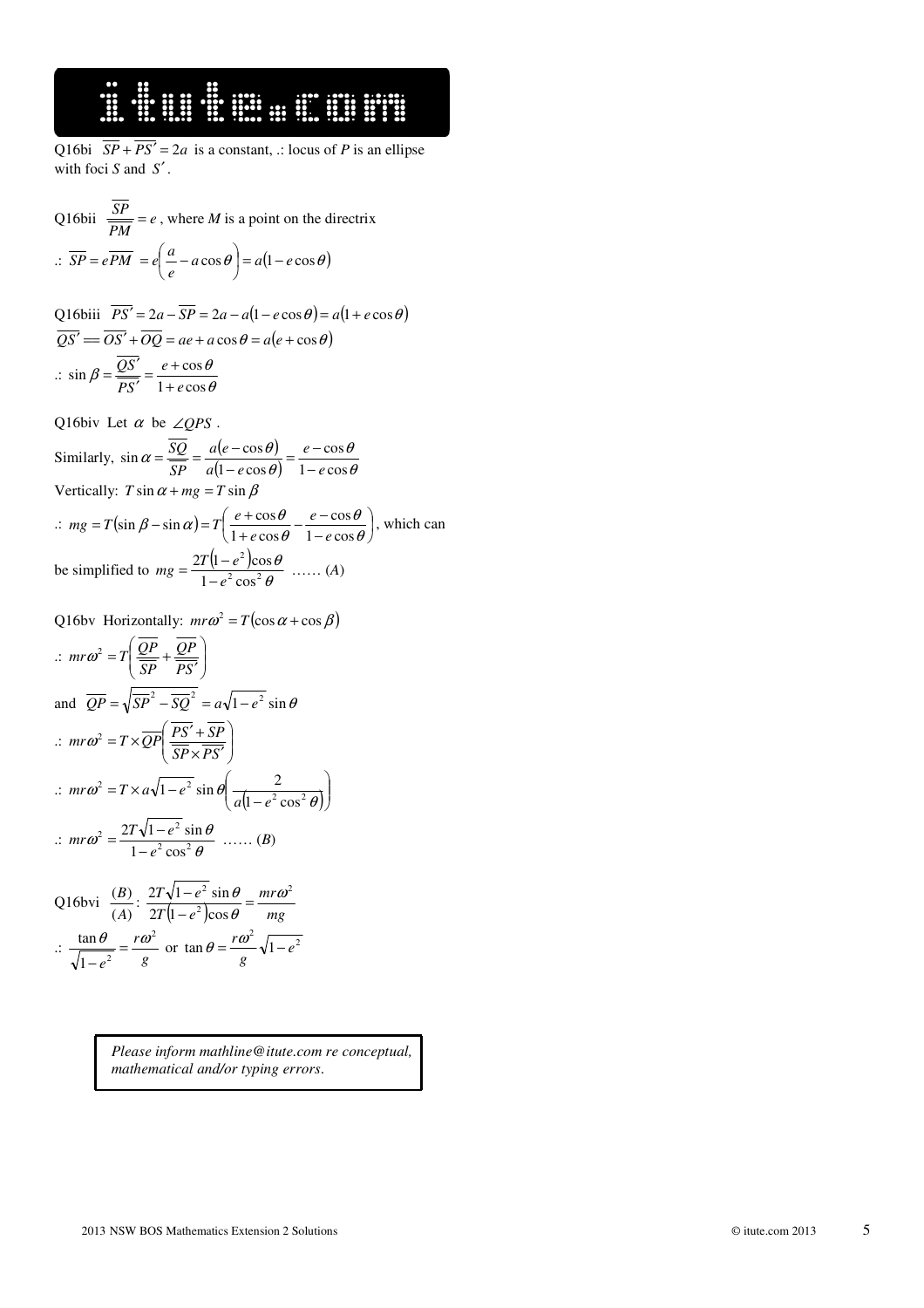Q16bi $\overline{SP} + \overline{PS'} = 2a$ is a constant, .: locus of *P* is an ellipse with foci *S* and $S'$.

Q16bii $\dfrac{\overline{SP}}{\overline{PM}} = e$, where *M* is a point on the directrix

.: $\overline{SP} = e\overline{PM} = e\left(\dfrac{a}{e} - a\cos\theta\right) = a(1 - e\cos\theta)$

Q16biii $\overline{PS'} = 2a - \overline{SP} = 2a - a(1 - e\cos\theta) = a(1 + e\cos\theta)$

$\overline{QS'} = \overline{OS'} + \overline{OQ} = ae + a\cos\theta = a(e + \cos\theta)$

.: $\sin\beta = \dfrac{\overline{QS'}}{\overline{PS'}} = \dfrac{e + \cos\theta}{1 + e\cos\theta}$

Q16biv Let $\alpha$ be $\angle QPS$.

Similarly, $\sin\alpha = \dfrac{\overline{SQ}}{\overline{SP}} = \dfrac{a(e - \cos\theta)}{a(1 - e\cos\theta)} = \dfrac{e - \cos\theta}{1 - e\cos\theta}$

Vertically: $T\sin\alpha + mg = T\sin\beta$

.: $mg = T(\sin\beta - \sin\alpha) = T\left(\dfrac{e + \cos\theta}{1 + e\cos\theta} - \dfrac{e - \cos\theta}{1 - e\cos\theta}\right)$, which can be simplified to $mg = \dfrac{2T(1 - e^2)\cos\theta}{1 - e^2\cos^2\theta}$ …… (*A*)

Q16bv Horizontally: $mr\omega^2 = T(\cos\alpha + \cos\beta)$

.: $mr\omega^2 = T\left(\dfrac{\overline{QP}}{\overline{SP}} + \dfrac{\overline{QP}}{\overline{PS'}}\right)$

and $\overline{QP} = \sqrt{\overline{SP}^2 - \overline{SQ}^2} = a\sqrt{1 - e^2}\sin\theta$

.: $mr\omega^2 = T \times \overline{QP}\left(\dfrac{\overline{PS'} + \overline{SP}}{\overline{SP} \times \overline{PS'}}\right)$

.: $mr\omega^2 = T \times a\sqrt{1 - e^2}\sin\theta\left(\dfrac{2}{a(1 - e^2\cos^2\theta)}\right)$

.: $mr\omega^2 = \dfrac{2T\sqrt{1 - e^2}\sin\theta}{1 - e^2\cos^2\theta}$ …… (*B*)

Q16bvi $\dfrac{(B)}{(A)}$: $\dfrac{2T\sqrt{1 - e^2}\sin\theta}{2T(1 - e^2)\cos\theta} = \dfrac{mr\omega^2}{mg}$

.: $\dfrac{\tan\theta}{\sqrt{1 - e^2}} = \dfrac{r\omega^2}{g}$ or $\tan\theta = \dfrac{r\omega^2}{g}\sqrt{1 - e^2}$

*Please inform mathline@itute.com re conceptual, mathematical and/or typing errors.*